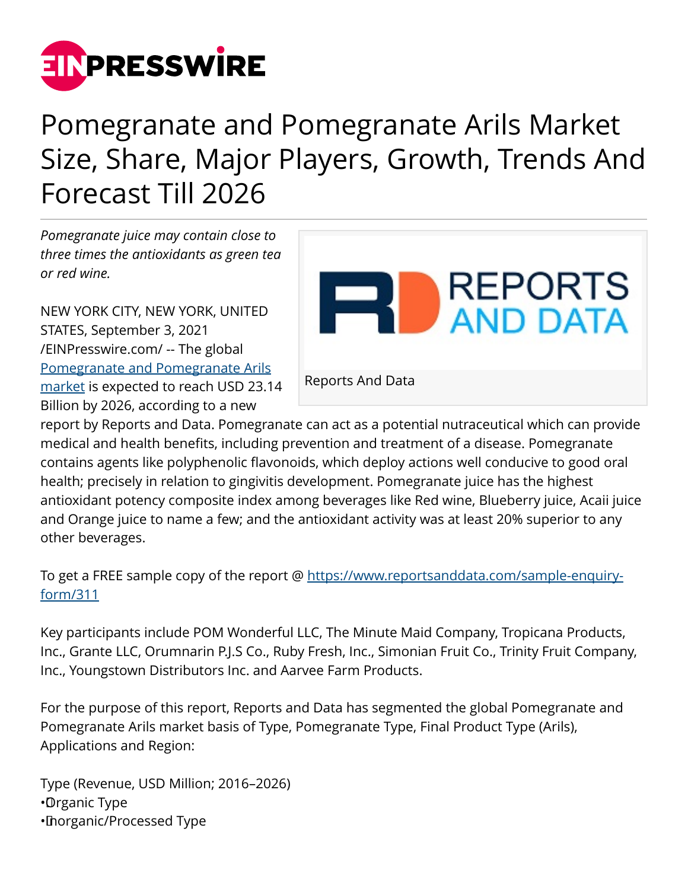# Pomegranate and Pomegranate Arils Market Size, Share, Major Players, Growth, Trends And Forecast Till 2026

*Pomegranate juice may contain close to three times the antioxidants as green tea or red wine.*

Reports And Data

NEW YORK CITY, NEW YORK, UNITED STATES, September 3, 2021 /EINPresswire.com/ -- The global Pomegranate and Pomegranate Arils market is expected to reach USD 23.14 Billion by 2026, according to a new report by Reports and Data. Pomegranate can act as a potential nutraceutical which can provide medical and health benefits, including prevention and treatment of a disease. Pomegranate contains agents like polyphenolic flavonoids, which deploy actions well conducive to good oral health; precisely in relation to gingivitis development. Pomegranate juice has the highest antioxidant potency composite index among beverages like Red wine, Blueberry juice, Acaii juice and Orange juice to name a few; and the antioxidant activity was at least 20% superior to any other beverages.

To get a FREE sample copy of the report @ https://www.reportsanddata.com/sample-enquiry-form/311

Key participants include POM Wonderful LLC, The Minute Maid Company, Tropicana Products, Inc., Grante LLC, Orumnarin P.J.S Co., Ruby Fresh, Inc., Simonian Fruit Co., Trinity Fruit Company, Inc., Youngstown Distributors Inc. and Aarvee Farm Products.

For the purpose of this report, Reports and Data has segmented the global Pomegranate and Pomegranate Arils market basis of Type, Pomegranate Type, Final Product Type (Arils), Applications and Region:

Type (Revenue, USD Million; 2016–2026)
- Organic Type
- Inorganic/Processed Type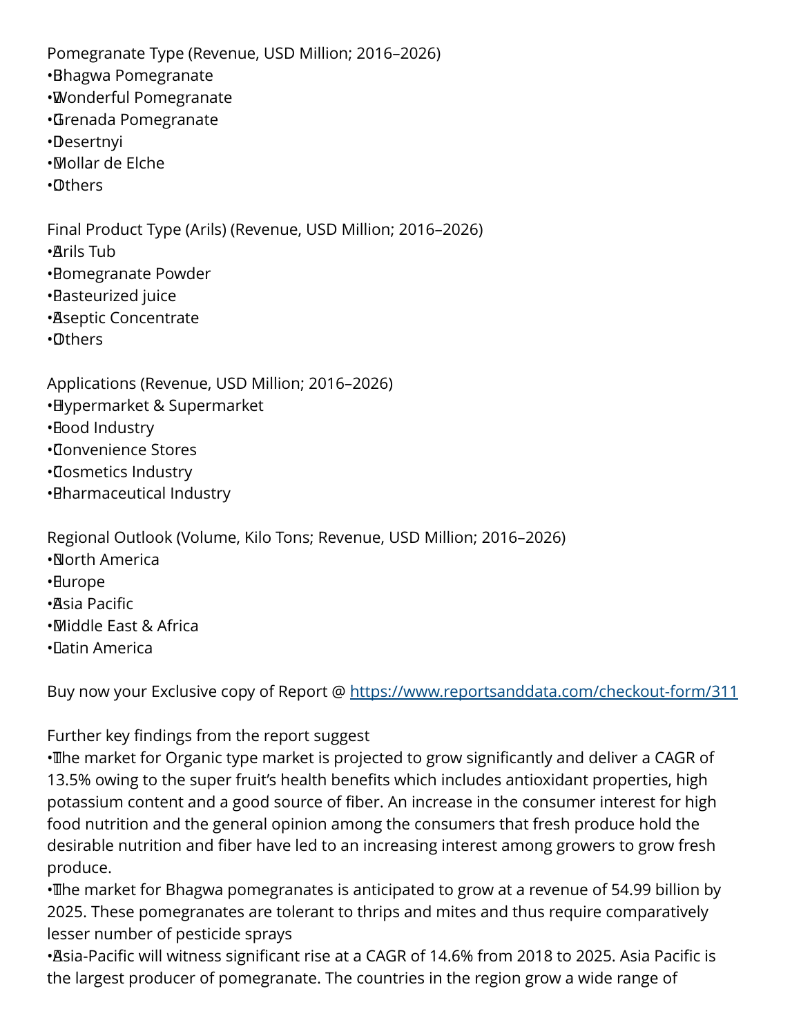Pomegranate Type (Revenue, USD Million; 2016–2026)

- Bhagwa Pomegranate
- Wonderful Pomegranate
- Grenada Pomegranate
- Desertnyi
- Mollar de Elche
- Others

Final Product Type (Arils) (Revenue, USD Million; 2016–2026)

- Arils Tub
- Pomegranate Powder
- Pasteurized juice
- Aseptic Concentrate
- Others

Applications (Revenue, USD Million; 2016–2026)

- Hypermarket & Supermarket
- Food Industry
- Convenience Stores
- Cosmetics Industry
- Pharmaceutical Industry

Regional Outlook (Volume, Kilo Tons; Revenue, USD Million; 2016–2026)

- North America
- Europe
- Asia Pacific
- Middle East & Africa
- Latin America

Buy now your Exclusive copy of Report @ https://www.reportsanddata.com/checkout-form/311

Further key findings from the report suggest

- The market for Organic type market is projected to grow significantly and deliver a CAGR of 13.5% owing to the super fruit's health benefits which includes antioxidant properties, high potassium content and a good source of fiber. An increase in the consumer interest for high food nutrition and the general opinion among the consumers that fresh produce hold the desirable nutrition and fiber have led to an increasing interest among growers to grow fresh produce.
- The market for Bhagwa pomegranates is anticipated to grow at a revenue of 54.99 billion by 2025. These pomegranates are tolerant to thrips and mites and thus require comparatively lesser number of pesticide sprays
- Asia-Pacific will witness significant rise at a CAGR of 14.6% from 2018 to 2025. Asia Pacific is the largest producer of pomegranate. The countries in the region grow a wide range of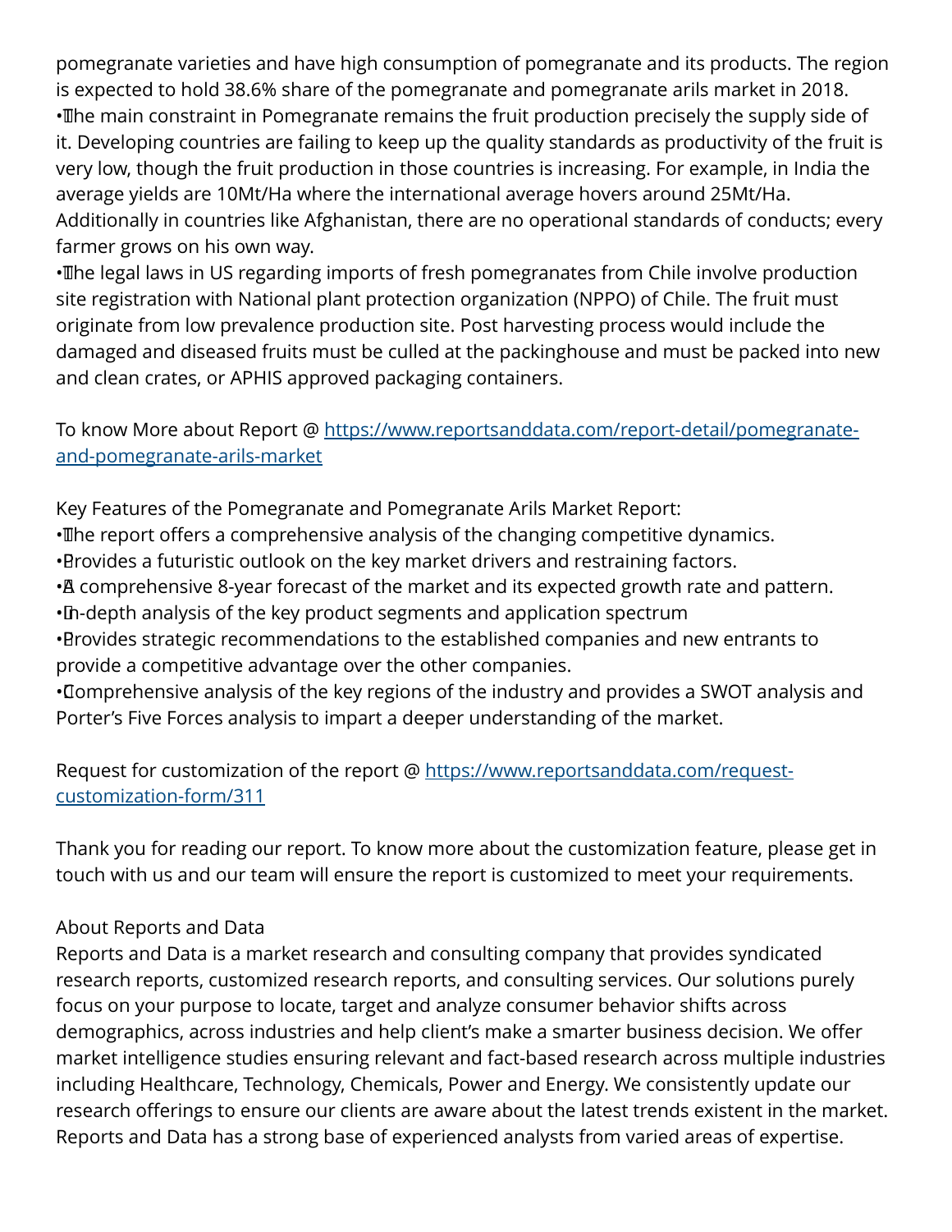pomegranate varieties and have high consumption of pomegranate and its products. The region is expected to hold 38.6% share of the pomegranate and pomegranate arils market in 2018.

• The main constraint in Pomegranate remains the fruit production precisely the supply side of it. Developing countries are failing to keep up the quality standards as productivity of the fruit is very low, though the fruit production in those countries is increasing. For example, in India the average yields are 10Mt/Ha where the international average hovers around 25Mt/Ha. Additionally in countries like Afghanistan, there are no operational standards of conducts; every farmer grows on his own way.

• The legal laws in US regarding imports of fresh pomegranates from Chile involve production site registration with National plant protection organization (NPPO) of Chile. The fruit must originate from low prevalence production site. Post harvesting process would include the damaged and diseased fruits must be culled at the packinghouse and must be packed into new and clean crates, or APHIS approved packaging containers.

To know More about Report @ https://www.reportsanddata.com/report-detail/pomegranate-and-pomegranate-arils-market

Key Features of the Pomegranate and Pomegranate Arils Market Report:

• The report offers a comprehensive analysis of the changing competitive dynamics.
• Provides a futuristic outlook on the key market drivers and restraining factors.
• A comprehensive 8-year forecast of the market and its expected growth rate and pattern.
• In-depth analysis of the key product segments and application spectrum
• Provides strategic recommendations to the established companies and new entrants to provide a competitive advantage over the other companies.
• Comprehensive analysis of the key regions of the industry and provides a SWOT analysis and Porter's Five Forces analysis to impart a deeper understanding of the market.

Request for customization of the report @ https://www.reportsanddata.com/request-customization-form/311

Thank you for reading our report. To know more about the customization feature, please get in touch with us and our team will ensure the report is customized to meet your requirements.

About Reports and Data

Reports and Data is a market research and consulting company that provides syndicated research reports, customized research reports, and consulting services. Our solutions purely focus on your purpose to locate, target and analyze consumer behavior shifts across demographics, across industries and help client's make a smarter business decision. We offer market intelligence studies ensuring relevant and fact-based research across multiple industries including Healthcare, Technology, Chemicals, Power and Energy. We consistently update our research offerings to ensure our clients are aware about the latest trends existent in the market. Reports and Data has a strong base of experienced analysts from varied areas of expertise.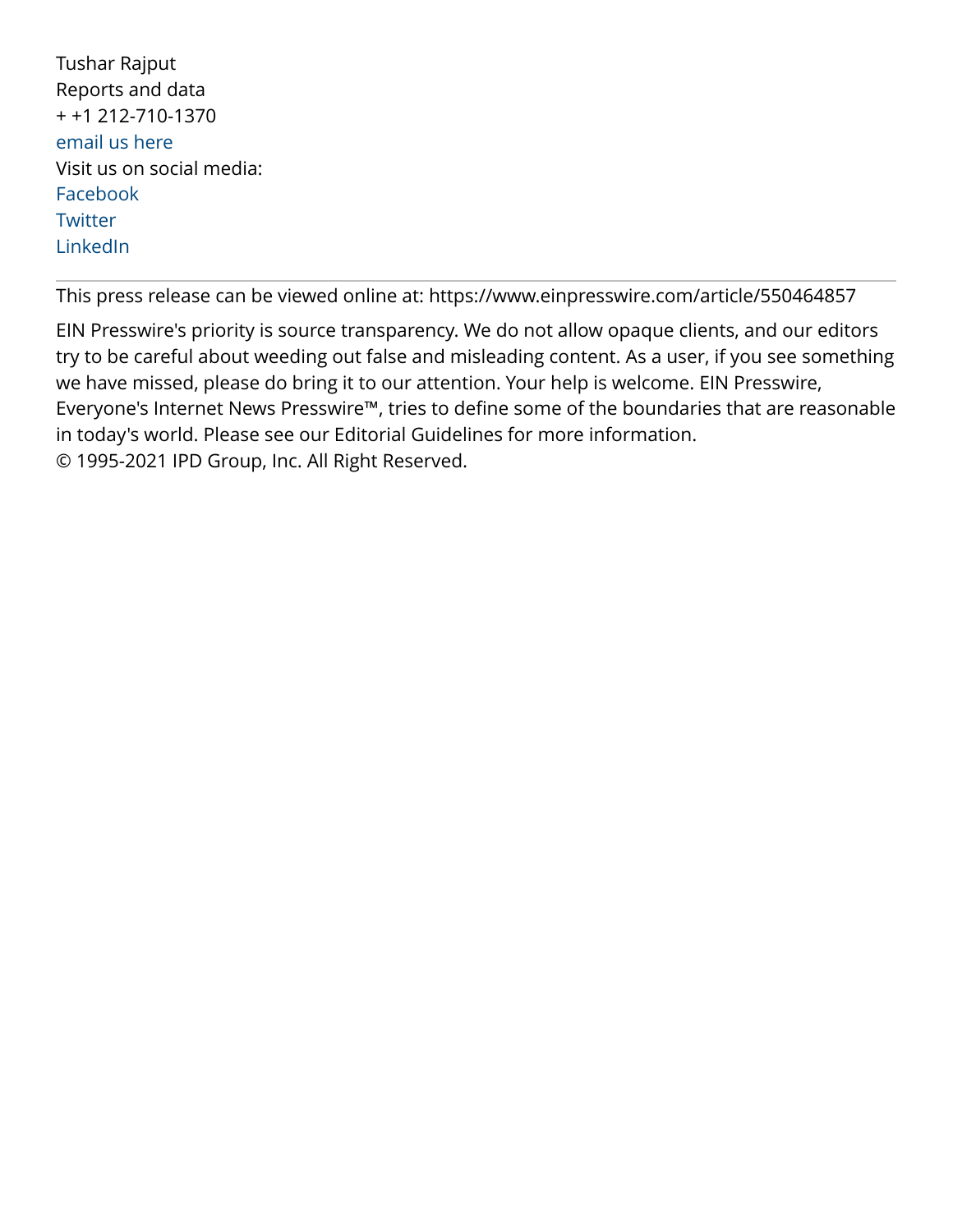Tushar Rajput
Reports and data
+ +1 212-710-1370
email us here
Visit us on social media:
Facebook
Twitter
LinkedIn

---

This press release can be viewed online at: https://www.einpresswire.com/article/550464857

EIN Presswire's priority is source transparency. We do not allow opaque clients, and our editors try to be careful about weeding out false and misleading content. As a user, if you see something we have missed, please do bring it to our attention. Your help is welcome. EIN Presswire, Everyone's Internet News Presswire™, tries to define some of the boundaries that are reasonable in today's world. Please see our Editorial Guidelines for more information.
© 1995-2021 IPD Group, Inc. All Right Reserved.